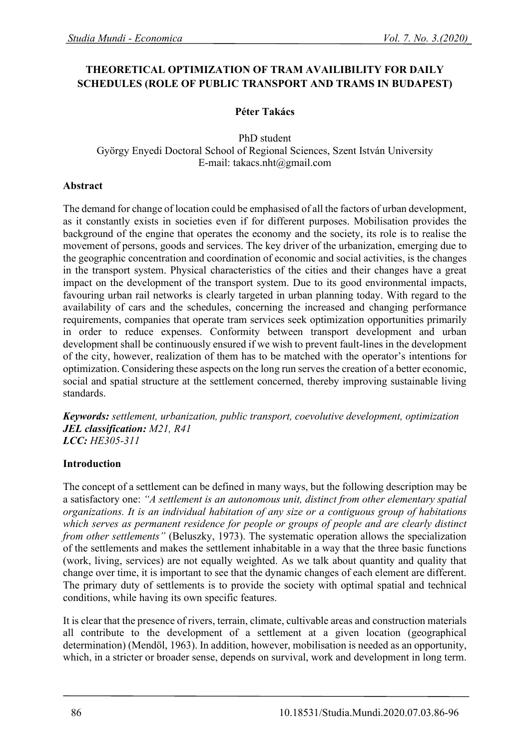# THEORETICAL OPTIMIZATION OF TRAM AVAILIBILITY FOR DAILY SCHEDULES (ROLE OF PUBLIC TRANSPORT AND TRAMS IN BUDAPEST)

**Péter Takács**

PhD student
György Enyedi Doctoral School of Regional Sciences, Szent István University
E-mail: takacs.nht@gmail.com

## Abstract

The demand for change of location could be emphasised of all the factors of urban development, as it constantly exists in societies even if for different purposes. Mobilisation provides the background of the engine that operates the economy and the society, its role is to realise the movement of persons, goods and services. The key driver of the urbanization, emerging due to the geographic concentration and coordination of economic and social activities, is the changes in the transport system. Physical characteristics of the cities and their changes have a great impact on the development of the transport system. Due to its good environmental impacts, favouring urban rail networks is clearly targeted in urban planning today. With regard to the availability of cars and the schedules, concerning the increased and changing performance requirements, companies that operate tram services seek optimization opportunities primarily in order to reduce expenses. Conformity between transport development and urban development shall be continuously ensured if we wish to prevent fault-lines in the development of the city, however, realization of them has to be matched with the operator's intentions for optimization. Considering these aspects on the long run serves the creation of a better economic, social and spatial structure at the settlement concerned, thereby improving sustainable living standards.

***Keywords:*** *settlement, urbanization, public transport, coevolutive development, optimization*
***JEL classification:*** *M21, R41*
***LCC:*** *HE305-311*

## Introduction

The concept of a settlement can be defined in many ways, but the following description may be a satisfactory one: *"A settlement is an autonomous unit, distinct from other elementary spatial organizations. It is an individual habitation of any size or a contiguous group of habitations which serves as permanent residence for people or groups of people and are clearly distinct from other settlements"* (Beluszky, 1973). The systematic operation allows the specialization of the settlements and makes the settlement inhabitable in a way that the three basic functions (work, living, services) are not equally weighted. As we talk about quantity and quality that change over time, it is important to see that the dynamic changes of each element are different. The primary duty of settlements is to provide the society with optimal spatial and technical conditions, while having its own specific features.

It is clear that the presence of rivers, terrain, climate, cultivable areas and construction materials all contribute to the development of a settlement at a given location (geographical determination) (Mendöl, 1963). In addition, however, mobilisation is needed as an opportunity, which, in a stricter or broader sense, depends on survival, work and development in long term.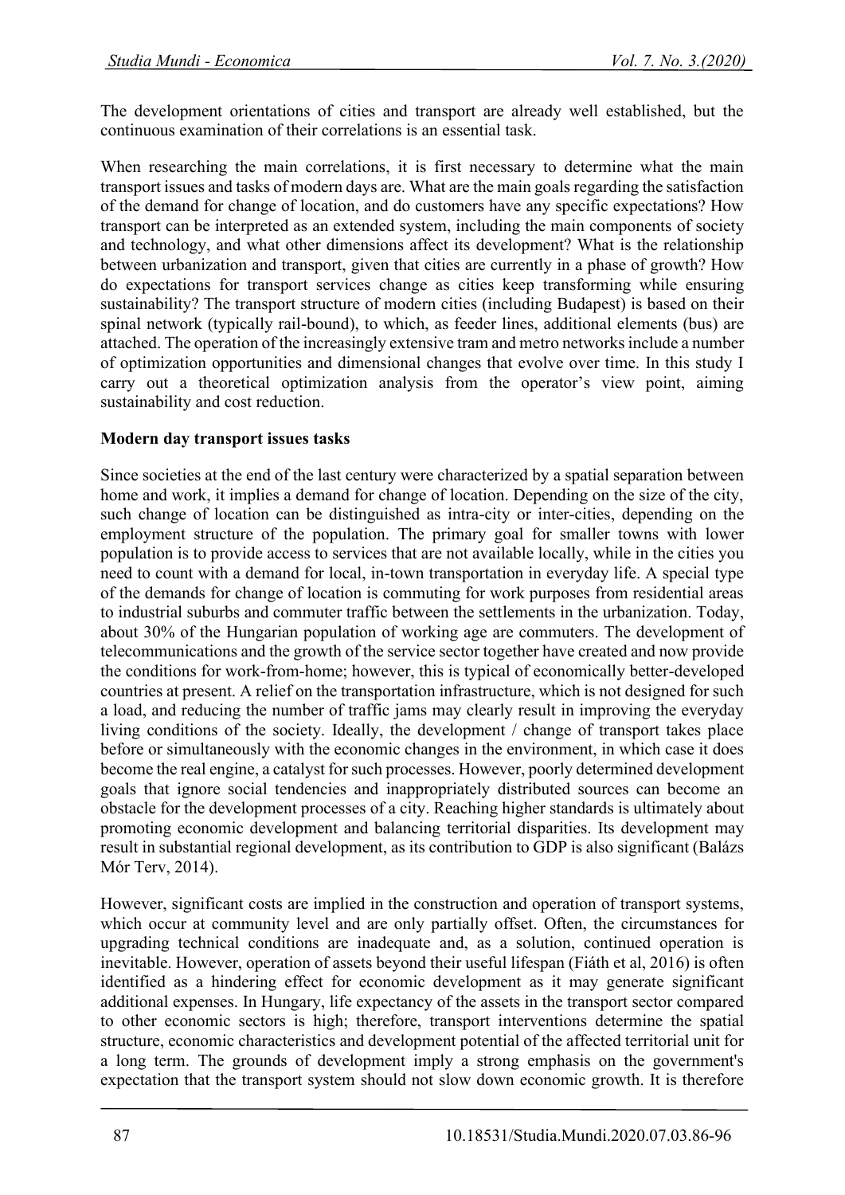The development orientations of cities and transport are already well established, but the continuous examination of their correlations is an essential task.

When researching the main correlations, it is first necessary to determine what the main transport issues and tasks of modern days are. What are the main goals regarding the satisfaction of the demand for change of location, and do customers have any specific expectations? How transport can be interpreted as an extended system, including the main components of society and technology, and what other dimensions affect its development? What is the relationship between urbanization and transport, given that cities are currently in a phase of growth? How do expectations for transport services change as cities keep transforming while ensuring sustainability? The transport structure of modern cities (including Budapest) is based on their spinal network (typically rail-bound), to which, as feeder lines, additional elements (bus) are attached. The operation of the increasingly extensive tram and metro networks include a number of optimization opportunities and dimensional changes that evolve over time. In this study I carry out a theoretical optimization analysis from the operator's view point, aiming sustainability and cost reduction.

**Modern day transport issues tasks**

Since societies at the end of the last century were characterized by a spatial separation between home and work, it implies a demand for change of location. Depending on the size of the city, such change of location can be distinguished as intra-city or inter-cities, depending on the employment structure of the population. The primary goal for smaller towns with lower population is to provide access to services that are not available locally, while in the cities you need to count with a demand for local, in-town transportation in everyday life. A special type of the demands for change of location is commuting for work purposes from residential areas to industrial suburbs and commuter traffic between the settlements in the urbanization. Today, about 30% of the Hungarian population of working age are commuters. The development of telecommunications and the growth of the service sector together have created and now provide the conditions for work-from-home; however, this is typical of economically better-developed countries at present. A relief on the transportation infrastructure, which is not designed for such a load, and reducing the number of traffic jams may clearly result in improving the everyday living conditions of the society. Ideally, the development / change of transport takes place before or simultaneously with the economic changes in the environment, in which case it does become the real engine, a catalyst for such processes. However, poorly determined development goals that ignore social tendencies and inappropriately distributed sources can become an obstacle for the development processes of a city. Reaching higher standards is ultimately about promoting economic development and balancing territorial disparities. Its development may result in substantial regional development, as its contribution to GDP is also significant (Balázs Mór Terv, 2014).

However, significant costs are implied in the construction and operation of transport systems, which occur at community level and are only partially offset. Often, the circumstances for upgrading technical conditions are inadequate and, as a solution, continued operation is inevitable. However, operation of assets beyond their useful lifespan (Fiáth et al, 2016) is often identified as a hindering effect for economic development as it may generate significant additional expenses. In Hungary, life expectancy of the assets in the transport sector compared to other economic sectors is high; therefore, transport interventions determine the spatial structure, economic characteristics and development potential of the affected territorial unit for a long term. The grounds of development imply a strong emphasis on the government's expectation that the transport system should not slow down economic growth. It is therefore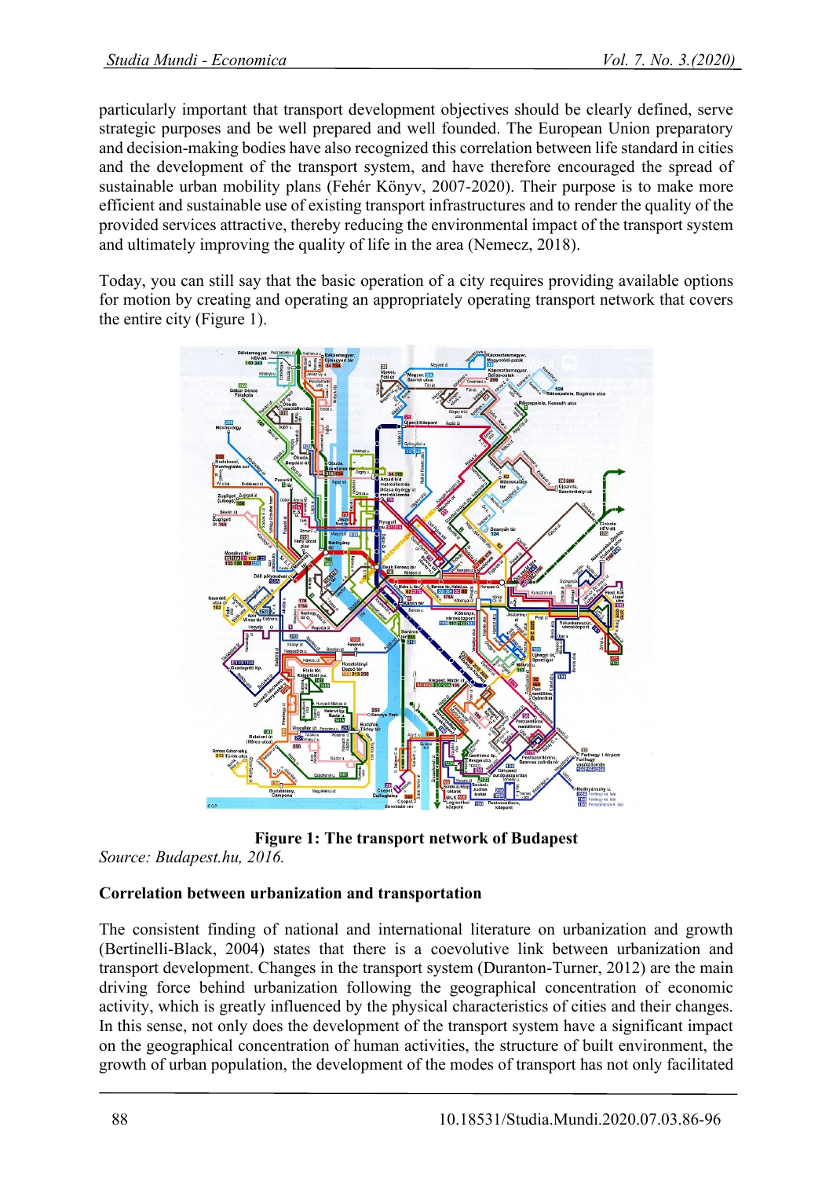particularly important that transport development objectives should be clearly defined, serve strategic purposes and be well prepared and well founded. The European Union preparatory and decision-making bodies have also recognized this correlation between life standard in cities and the development of the transport system, and have therefore encouraged the spread of sustainable urban mobility plans (Fehér Könyv, 2007-2020). Their purpose is to make more efficient and sustainable use of existing transport infrastructures and to render the quality of the provided services attractive, thereby reducing the environmental impact of the transport system and ultimately improving the quality of life in the area (Nemecz, 2018).

Today, you can still say that the basic operation of a city requires providing available options for motion by creating and operating an appropriately operating transport network that covers the entire city (Figure 1).

**Figure 1: The transport network of Budapest**

*Source: Budapest.hu, 2016.*

**Correlation between urbanization and transportation**

The consistent finding of national and international literature on urbanization and growth (Bertinelli-Black, 2004) states that there is a coevolutive link between urbanization and transport development. Changes in the transport system (Duranton-Turner, 2012) are the main driving force behind urbanization following the geographical concentration of economic activity, which is greatly influenced by the physical characteristics of cities and their changes. In this sense, not only does the development of the transport system have a significant impact on the geographical concentration of human activities, the structure of built environment, the growth of urban population, the development of the modes of transport has not only facilitated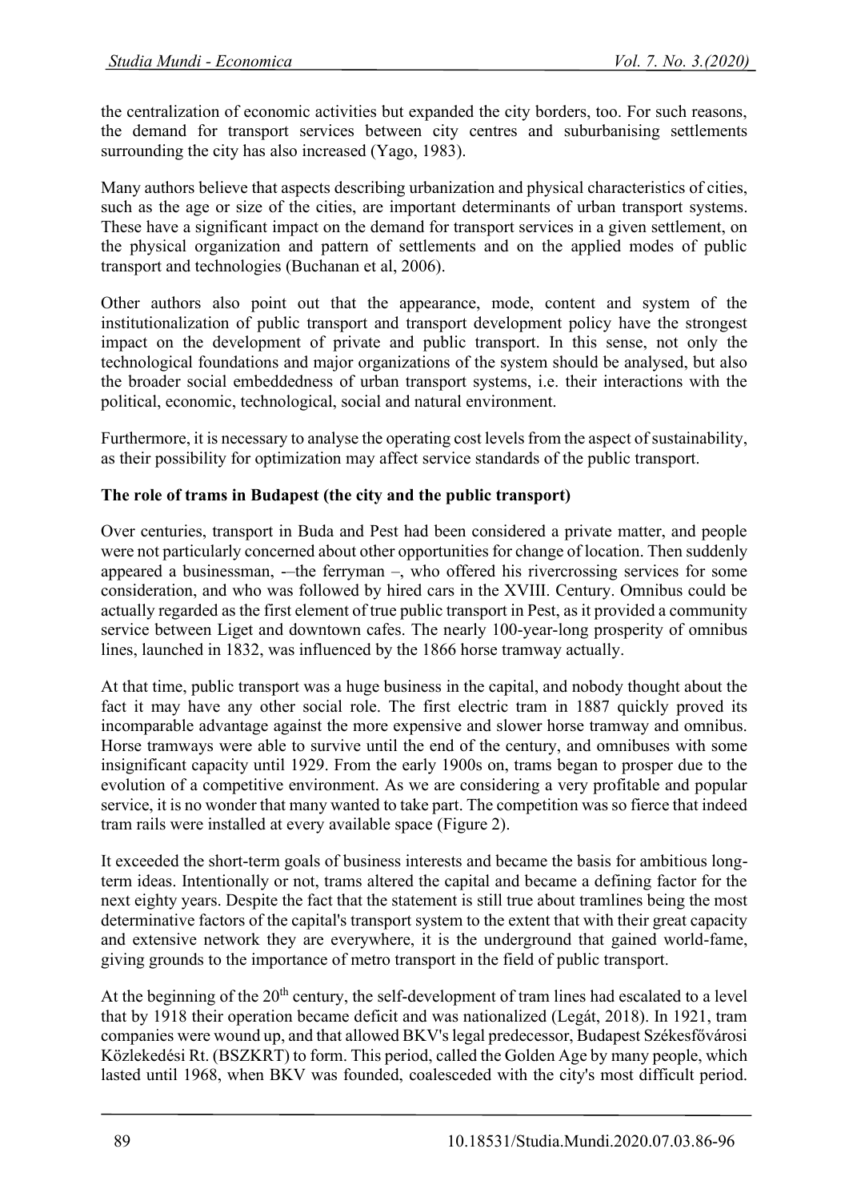the centralization of economic activities but expanded the city borders, too. For such reasons, the demand for transport services between city centres and suburbanising settlements surrounding the city has also increased (Yago, 1983).

Many authors believe that aspects describing urbanization and physical characteristics of cities, such as the age or size of the cities, are important determinants of urban transport systems. These have a significant impact on the demand for transport services in a given settlement, on the physical organization and pattern of settlements and on the applied modes of public transport and technologies (Buchanan et al, 2006).

Other authors also point out that the appearance, mode, content and system of the institutionalization of public transport and transport development policy have the strongest impact on the development of private and public transport. In this sense, not only the technological foundations and major organizations of the system should be analysed, but also the broader social embeddedness of urban transport systems, i.e. their interactions with the political, economic, technological, social and natural environment.

Furthermore, it is necessary to analyse the operating cost levels from the aspect of sustainability, as their possibility for optimization may affect service standards of the public transport.

**The role of trams in Budapest (the city and the public transport)**

Over centuries, transport in Buda and Pest had been considered a private matter, and people were not particularly concerned about other opportunities for change of location. Then suddenly appeared a businessman, -–the ferryman –, who offered his rivercrossing services for some consideration, and who was followed by hired cars in the XVIII. Century. Omnibus could be actually regarded as the first element of true public transport in Pest, as it provided a community service between Liget and downtown cafes. The nearly 100-year-long prosperity of omnibus lines, launched in 1832, was influenced by the 1866 horse tramway actually.

At that time, public transport was a huge business in the capital, and nobody thought about the fact it may have any other social role. The first electric tram in 1887 quickly proved its incomparable advantage against the more expensive and slower horse tramway and omnibus. Horse tramways were able to survive until the end of the century, and omnibuses with some insignificant capacity until 1929. From the early 1900s on, trams began to prosper due to the evolution of a competitive environment. As we are considering a very profitable and popular service, it is no wonder that many wanted to take part. The competition was so fierce that indeed tram rails were installed at every available space (Figure 2).

It exceeded the short-term goals of business interests and became the basis for ambitious long-term ideas. Intentionally or not, trams altered the capital and became a defining factor for the next eighty years. Despite the fact that the statement is still true about tramlines being the most determinative factors of the capital's transport system to the extent that with their great capacity and extensive network they are everywhere, it is the underground that gained world-fame, giving grounds to the importance of metro transport in the field of public transport.

At the beginning of the 20th century, the self-development of tram lines had escalated to a level that by 1918 their operation became deficit and was nationalized (Legát, 2018). In 1921, tram companies were wound up, and that allowed BKV's legal predecessor, Budapest Székesfővárosi Közlekedési Rt. (BSZKRT) to form. This period, called the Golden Age by many people, which lasted until 1968, when BKV was founded, coalesceded with the city's most difficult period.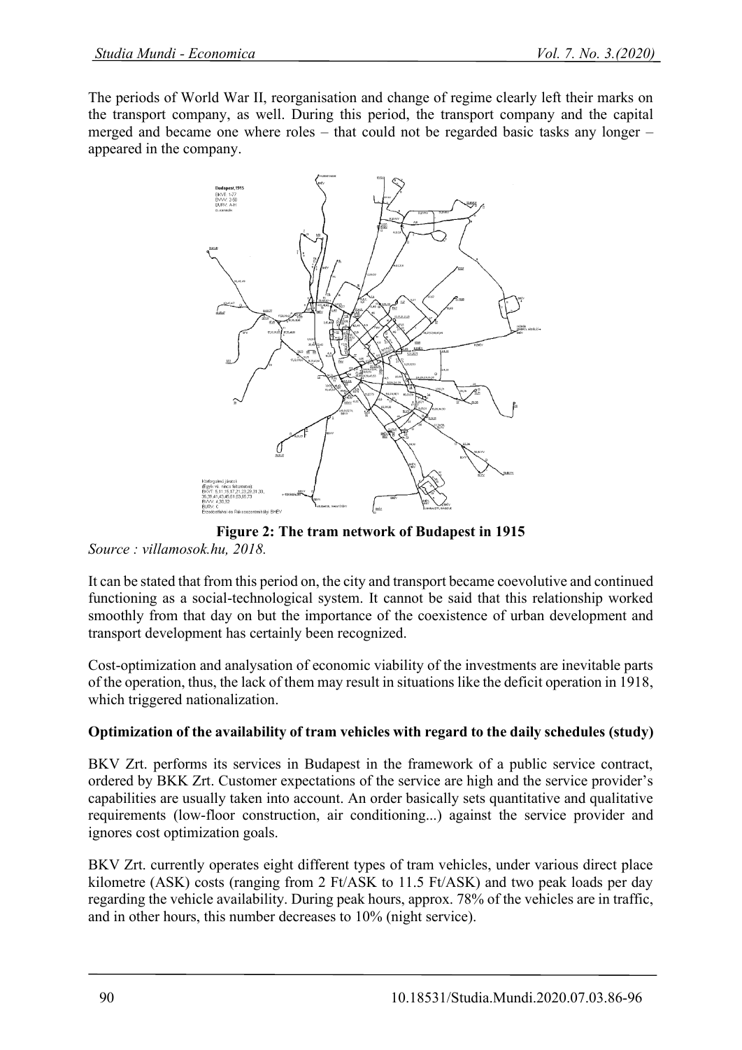The periods of World War II, reorganisation and change of regime clearly left their marks on the transport company, as well. During this period, the transport company and the capital merged and became one where roles – that could not be regarded basic tasks any longer – appeared in the company.

**Figure 2: The tram network of Budapest in 1915**

*Source : villamosok.hu, 2018.*

It can be stated that from this period on, the city and transport became coevolutive and continued functioning as a social-technological system. It cannot be said that this relationship worked smoothly from that day on but the importance of the coexistence of urban development and transport development has certainly been recognized.

Cost-optimization and analysation of economic viability of the investments are inevitable parts of the operation, thus, the lack of them may result in situations like the deficit operation in 1918, which triggered nationalization.

**Optimization of the availability of tram vehicles with regard to the daily schedules (study)**

BKV Zrt. performs its services in Budapest in the framework of a public service contract, ordered by BKK Zrt. Customer expectations of the service are high and the service provider's capabilities are usually taken into account. An order basically sets quantitative and qualitative requirements (low-floor construction, air conditioning...) against the service provider and ignores cost optimization goals.

BKV Zrt. currently operates eight different types of tram vehicles, under various direct place kilometre (ASK) costs (ranging from 2 Ft/ASK to 11.5 Ft/ASK) and two peak loads per day regarding the vehicle availability. During peak hours, approx. 78% of the vehicles are in traffic, and in other hours, this number decreases to 10% (night service).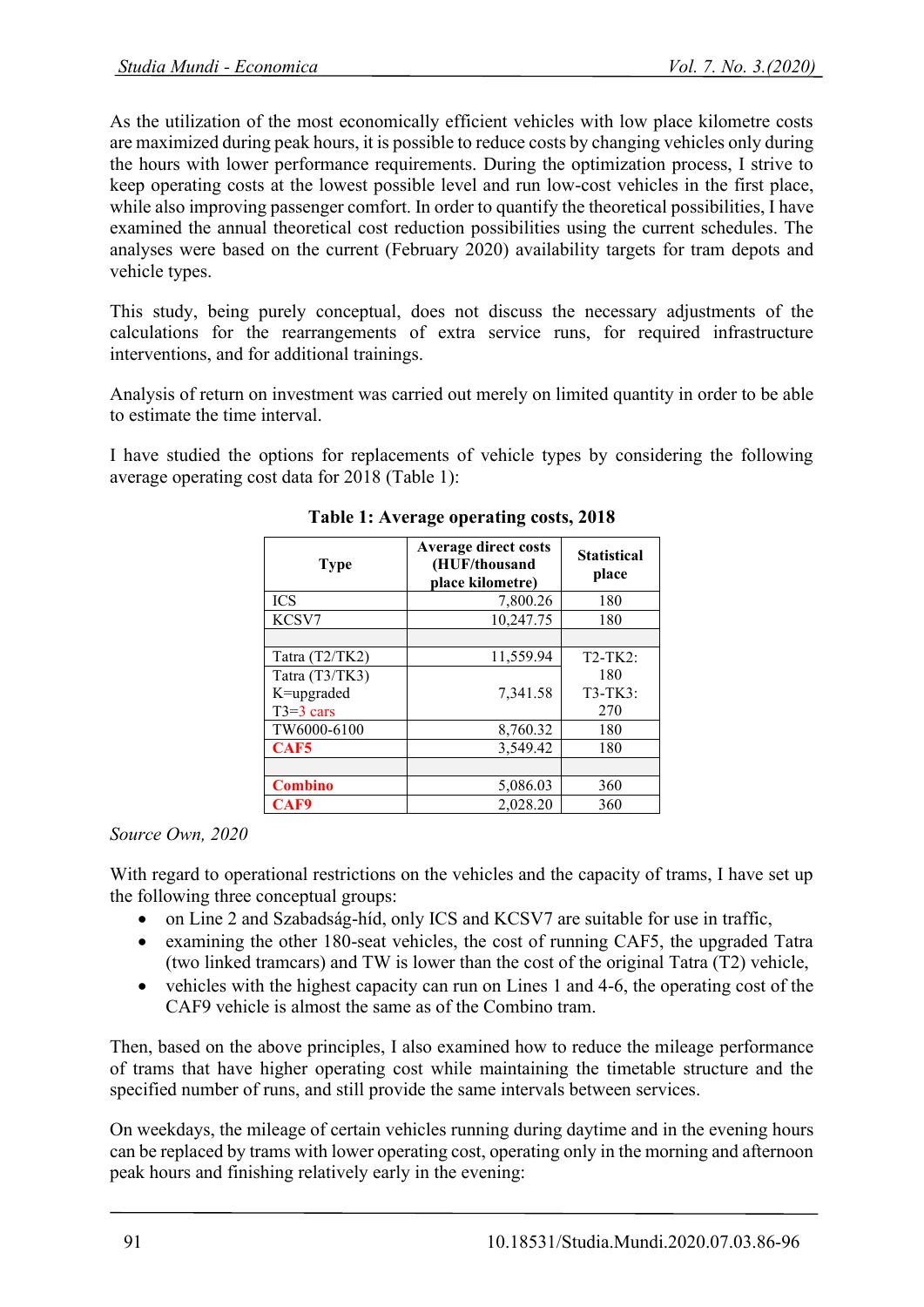As the utilization of the most economically efficient vehicles with low place kilometre costs are maximized during peak hours, it is possible to reduce costs by changing vehicles only during the hours with lower performance requirements. During the optimization process, I strive to keep operating costs at the lowest possible level and run low-cost vehicles in the first place, while also improving passenger comfort. In order to quantify the theoretical possibilities, I have examined the annual theoretical cost reduction possibilities using the current schedules. The analyses were based on the current (February 2020) availability targets for tram depots and vehicle types.

This study, being purely conceptual, does not discuss the necessary adjustments of the calculations for the rearrangements of extra service runs, for required infrastructure interventions, and for additional trainings.

Analysis of return on investment was carried out merely on limited quantity in order to be able to estimate the time interval.

I have studied the options for replacements of vehicle types by considering the following average operating cost data for 2018 (Table 1):

**Table 1: Average operating costs, 2018**

| Type | Average direct costs (HUF/thousand place kilometre) | Statistical place |
|---|---|---|
| ICS | 7,800.26 | 180 |
| KCSV7 | 10,247.75 | 180 |
| | | |
| Tatra (T2/TK2) | 11,559.94 | T2-TK2: 180 |
| Tatra (T3/TK3) K=upgraded T3=3 cars | 7,341.58 | T3-TK3: 270 |
| TW6000-6100 | 8,760.32 | 180 |
| **CAF5** | 3,549.42 | 180 |
| | | |
| **Combino** | 5,086.03 | 360 |
| **CAF9** | 2,028.20 | 360 |

*Source Own, 2020*

With regard to operational restrictions on the vehicles and the capacity of trams, I have set up the following three conceptual groups:

- on Line 2 and Szabadság-híd, only ICS and KCSV7 are suitable for use in traffic,
- examining the other 180-seat vehicles, the cost of running CAF5, the upgraded Tatra (two linked tramcars) and TW is lower than the cost of the original Tatra (T2) vehicle,
- vehicles with the highest capacity can run on Lines 1 and 4-6, the operating cost of the CAF9 vehicle is almost the same as of the Combino tram.

Then, based on the above principles, I also examined how to reduce the mileage performance of trams that have higher operating cost while maintaining the timetable structure and the specified number of runs, and still provide the same intervals between services.

On weekdays, the mileage of certain vehicles running during daytime and in the evening hours can be replaced by trams with lower operating cost, operating only in the morning and afternoon peak hours and finishing relatively early in the evening: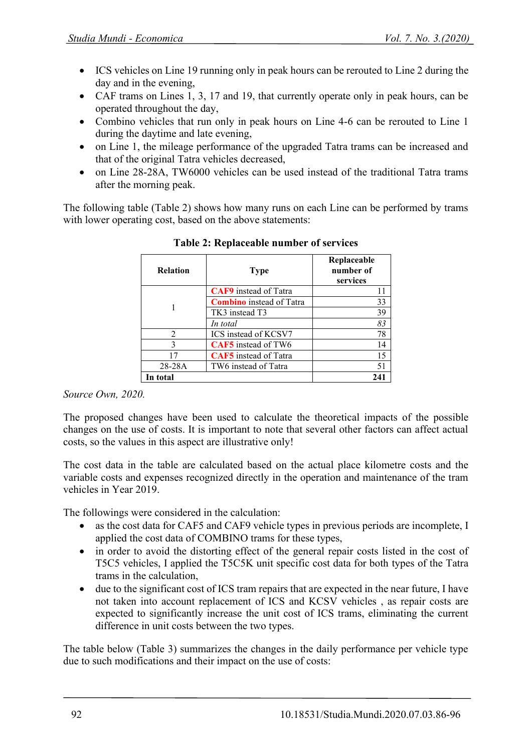- ICS vehicles on Line 19 running only in peak hours can be rerouted to Line 2 during the day and in the evening,
- CAF trams on Lines 1, 3, 17 and 19, that currently operate only in peak hours, can be operated throughout the day,
- Combino vehicles that run only in peak hours on Line 4-6 can be rerouted to Line 1 during the daytime and late evening,
- on Line 1, the mileage performance of the upgraded Tatra trams can be increased and that of the original Tatra vehicles decreased,
- on Line 28-28A, TW6000 vehicles can be used instead of the traditional Tatra trams after the morning peak.

The following table (Table 2) shows how many runs on each Line can be performed by trams with lower operating cost, based on the above statements:

**Table 2: Replaceable number of services**

| Relation | Type | Replaceable number of services |
|---|---|---|
| 1 | **CAF9** instead of Tatra | 11 |
| | **Combino** instead of Tatra | 33 |
| | TK3 instead T3 | 39 |
| | *In total* | *83* |
| 2 | ICS instead of KCSV7 | 78 |
| 3 | **CAF5** instead of TW6 | 14 |
| 17 | **CAF5** instead of Tatra | 15 |
| 28-28A | TW6 instead of Tatra | 51 |
| **In total** | | **241** |

*Source Own, 2020.*

The proposed changes have been used to calculate the theoretical impacts of the possible changes on the use of costs. It is important to note that several other factors can affect actual costs, so the values in this aspect are illustrative only!

The cost data in the table are calculated based on the actual place kilometre costs and the variable costs and expenses recognized directly in the operation and maintenance of the tram vehicles in Year 2019.

The followings were considered in the calculation:

- as the cost data for CAF5 and CAF9 vehicle types in previous periods are incomplete, I applied the cost data of COMBINO trams for these types,
- in order to avoid the distorting effect of the general repair costs listed in the cost of T5C5 vehicles, I applied the T5C5K unit specific cost data for both types of the Tatra trams in the calculation,
- due to the significant cost of ICS tram repairs that are expected in the near future, I have not taken into account replacement of ICS and KCSV vehicles , as repair costs are expected to significantly increase the unit cost of ICS trams, eliminating the current difference in unit costs between the two types.

The table below (Table 3) summarizes the changes in the daily performance per vehicle type due to such modifications and their impact on the use of costs: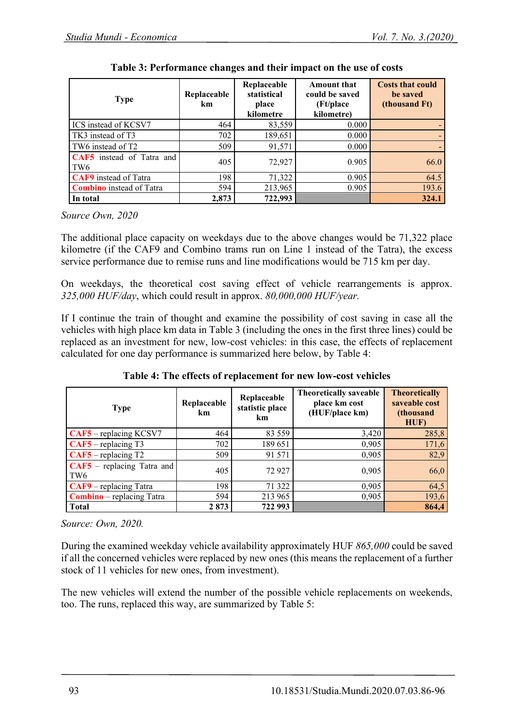**Table 3: Performance changes and their impact on the use of costs**

| Type | Replaceable km | Replaceable statistical place kilometre | Amount that could be saved (Ft/place kilometre) | Costs that could be saved (thousand Ft) |
|---|---|---|---|---|
| ICS instead of KCSV7 | 464 | 83,559 | 0.000 | - |
| TK3 instead of T3 | 702 | 189,651 | 0.000 | - |
| TW6 instead of T2 | 509 | 91,571 | 0.000 | - |
| CAF5 instead of Tatra and TW6 | 405 | 72,927 | 0.905 | 66.0 |
| CAF9 instead of Tatra | 198 | 71,322 | 0.905 | 64.5 |
| Combino instead of Tatra | 594 | 213,965 | 0.905 | 193.6 |
| **In total** | **2,873** | **722,993** | | **324.1** |

*Source Own, 2020*

The additional place capacity on weekdays due to the above changes would be 71,322 place kilometre (if the CAF9 and Combino trams run on Line 1 instead of the Tatra), the excess service performance due to remise runs and line modifications would be 715 km per day.

On weekdays, the theoretical cost saving effect of vehicle rearrangements is approx. *325,000 HUF/day*, which could result in approx. *80,000,000 HUF/year.*

If I continue the train of thought and examine the possibility of cost saving in case all the vehicles with high place km data in Table 3 (including the ones in the first three lines) could be replaced as an investment for new, low-cost vehicles: in this case, the effects of replacement calculated for one day performance is summarized here below, by Table 4:

**Table 4: The effects of replacement for new low-cost vehicles**

| Type | Replaceable km | Replaceable statistic place km | Theoretically saveable place km cost (HUF/place km) | Theoretically saveable cost (thousand HUF) |
|---|---|---|---|---|
| CAF5 – replacing KCSV7 | 464 | 83 559 | 3,420 | 285,8 |
| CAF5 – replacing T3 | 702 | 189 651 | 0,905 | 171,6 |
| CAF5 – replacing T2 | 509 | 91 571 | 0,905 | 82,9 |
| CAF5 – replacing Tatra and TW6 | 405 | 72 927 | 0,905 | 66,0 |
| CAF9 – replacing Tatra | 198 | 71 322 | 0,905 | 64,5 |
| Combino – replacing Tatra | 594 | 213 965 | 0,905 | 193,6 |
| **Total** | **2 873** | **722 993** | | **864,4** |

*Source: Own, 2020.*

During the examined weekday vehicle availability approximately HUF *865,000* could be saved if all the concerned vehicles were replaced by new ones (this means the replacement of a further stock of 11 vehicles for new ones, from investment).

The new vehicles will extend the number of the possible vehicle replacements on weekends, too. The runs, replaced this way, are summarized by Table 5: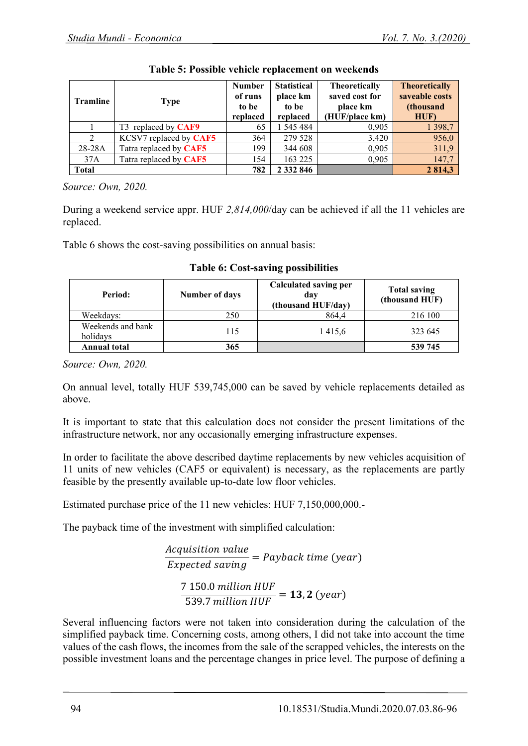**Table 5: Possible vehicle replacement on weekends**

| Tramline | Type | Number of runs to be replaced | Statistical place km to be replaced | Theoretically saved cost for place km (HUF/place km) | Theoretically saveable costs (thousand HUF) |
|---|---|---|---|---|---|
| 1 | T3 replaced by **CAF9** | 65 | 1 545 484 | 0,905 | 1 398,7 |
| 2 | KCSV7 replaced by **CAF5** | 364 | 279 528 | 3,420 | 956,0 |
| 28-28A | Tatra replaced by **CAF5** | 199 | 344 608 | 0,905 | 311,9 |
| 37A | Tatra replaced by **CAF5** | 154 | 163 225 | 0,905 | 147,7 |
| **Total** | | **782** | **2 332 846** | | **2 814,3** |

*Source: Own, 2020.*

During a weekend service appr. HUF *2,814,000*/day can be achieved if all the 11 vehicles are replaced.

Table 6 shows the cost-saving possibilities on annual basis:

**Table 6: Cost-saving possibilities**

| Period: | Number of days | Calculated saving per day (thousand HUF/day) | Total saving (thousand HUF) |
|---|---|---|---|
| Weekdays: | 250 | 864,4 | 216 100 |
| Weekends and bank holidays | 115 | 1 415,6 | 323 645 |
| **Annual total** | **365** | | **539 745** |

*Source: Own, 2020.*

On annual level, totally HUF 539,745,000 can be saved by vehicle replacements detailed as above.

It is important to state that this calculation does not consider the present limitations of the infrastructure network, nor any occasionally emerging infrastructure expenses.

In order to facilitate the above described daytime replacements by new vehicles acquisition of 11 units of new vehicles (CAF5 or equivalent) is necessary, as the replacements are partly feasible by the presently available up-to-date low floor vehicles.

Estimated purchase price of the 11 new vehicles: HUF 7,150,000,000.-

The payback time of the investment with simplified calculation:

$$\frac{Acquisition\ value}{Expected\ saving} = Payback\ time\ (year)$$

$$\frac{7\ 150.0\ million\ HUF}{539.7\ million\ HUF} = \mathbf{13,2}\ (year)$$

Several influencing factors were not taken into consideration during the calculation of the simplified payback time. Concerning costs, among others, I did not take into account the time values of the cash flows, the incomes from the sale of the scrapped vehicles, the interests on the possible investment loans and the percentage changes in price level. The purpose of defining a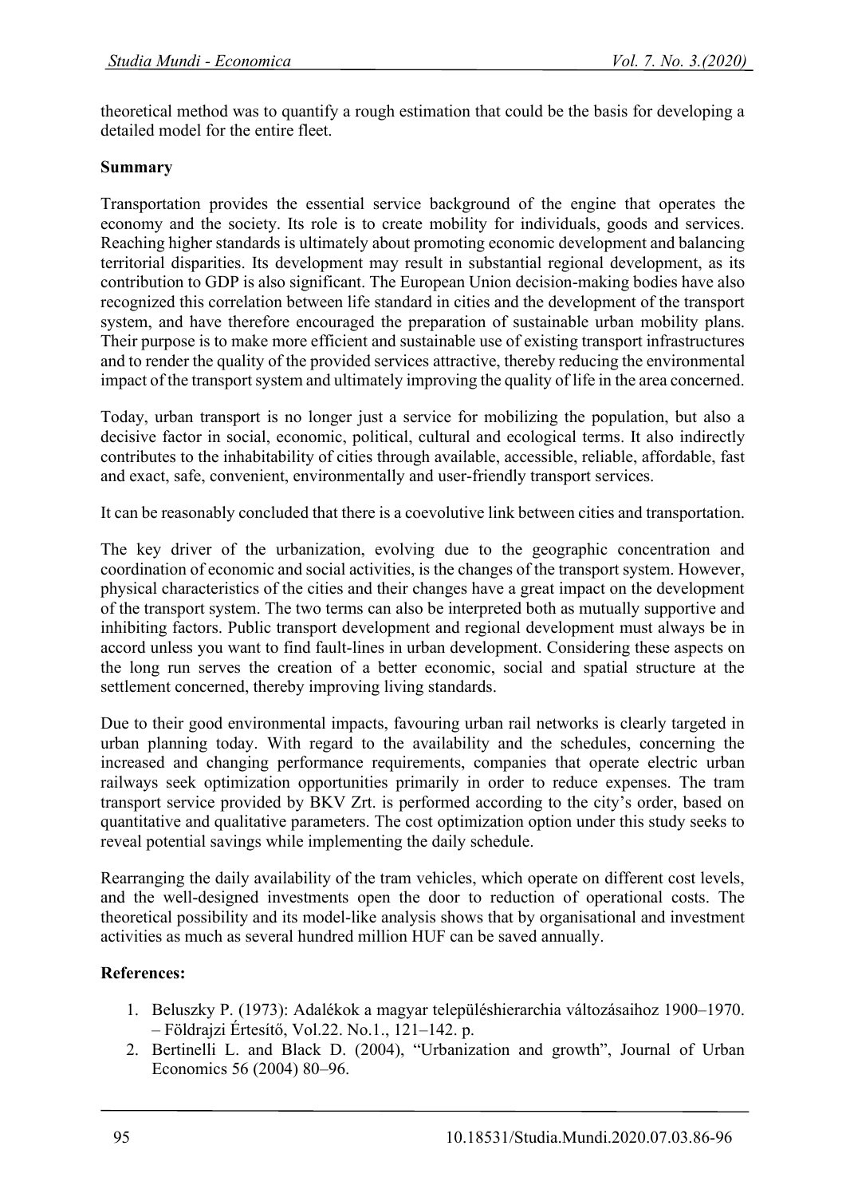theoretical method was to quantify a rough estimation that could be the basis for developing a detailed model for the entire fleet.

**Summary**

Transportation provides the essential service background of the engine that operates the economy and the society. Its role is to create mobility for individuals, goods and services. Reaching higher standards is ultimately about promoting economic development and balancing territorial disparities. Its development may result in substantial regional development, as its contribution to GDP is also significant. The European Union decision-making bodies have also recognized this correlation between life standard in cities and the development of the transport system, and have therefore encouraged the preparation of sustainable urban mobility plans. Their purpose is to make more efficient and sustainable use of existing transport infrastructures and to render the quality of the provided services attractive, thereby reducing the environmental impact of the transport system and ultimately improving the quality of life in the area concerned.

Today, urban transport is no longer just a service for mobilizing the population, but also a decisive factor in social, economic, political, cultural and ecological terms. It also indirectly contributes to the inhabitability of cities through available, accessible, reliable, affordable, fast and exact, safe, convenient, environmentally and user-friendly transport services.

It can be reasonably concluded that there is a coevolutive link between cities and transportation.

The key driver of the urbanization, evolving due to the geographic concentration and coordination of economic and social activities, is the changes of the transport system. However, physical characteristics of the cities and their changes have a great impact on the development of the transport system. The two terms can also be interpreted both as mutually supportive and inhibiting factors. Public transport development and regional development must always be in accord unless you want to find fault-lines in urban development. Considering these aspects on the long run serves the creation of a better economic, social and spatial structure at the settlement concerned, thereby improving living standards.

Due to their good environmental impacts, favouring urban rail networks is clearly targeted in urban planning today. With regard to the availability and the schedules, concerning the increased and changing performance requirements, companies that operate electric urban railways seek optimization opportunities primarily in order to reduce expenses. The tram transport service provided by BKV Zrt. is performed according to the city's order, based on quantitative and qualitative parameters. The cost optimization option under this study seeks to reveal potential savings while implementing the daily schedule.

Rearranging the daily availability of the tram vehicles, which operate on different cost levels, and the well-designed investments open the door to reduction of operational costs. The theoretical possibility and its model-like analysis shows that by organisational and investment activities as much as several hundred million HUF can be saved annually.

**References:**

1. Beluszky P. (1973): Adalékok a magyar településhierarchia változásaihoz 1900–1970. – Földrajzi Értesítő, Vol.22. No.1., 121–142. p.
2. Bertinelli L. and Black D. (2004), "Urbanization and growth", Journal of Urban Economics 56 (2004) 80–96.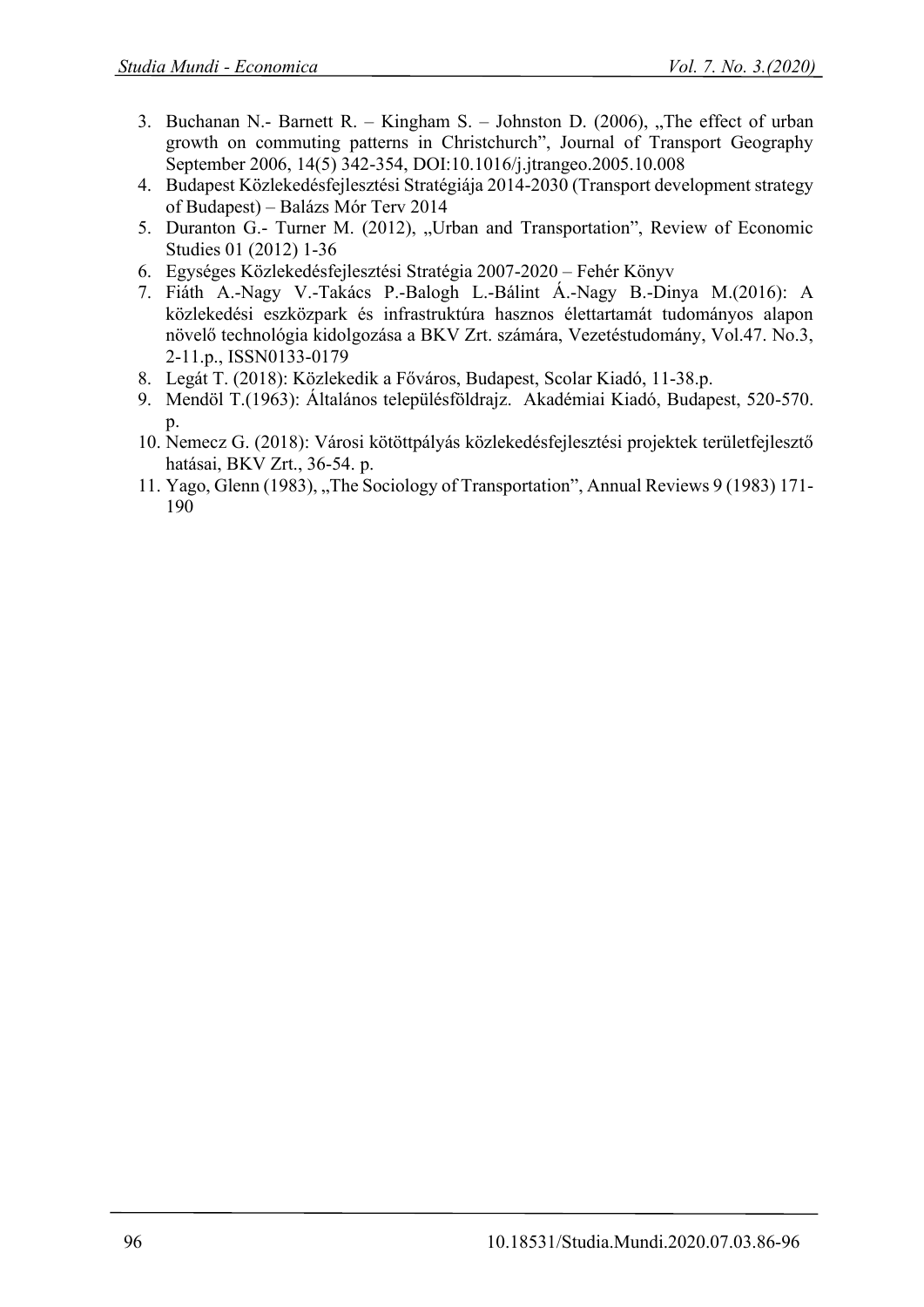3. Buchanan N.- Barnett R. – Kingham S. – Johnston D. (2006), „The effect of urban growth on commuting patterns in Christchurch", Journal of Transport Geography September 2006, 14(5) 342-354, DOI:10.1016/j.jtrangeo.2005.10.008
4. Budapest Közlekedésfejlesztési Stratégiája 2014-2030 (Transport development strategy of Budapest) – Balázs Mór Terv 2014
5. Duranton G.- Turner M. (2012), „Urban and Transportation", Review of Economic Studies 01 (2012) 1-36
6. Egységes Közlekedésfejlesztési Stratégia 2007-2020 – Fehér Könyv
7. Fiáth A.-Nagy V.-Takács P.-Balogh L.-Bálint Á.-Nagy B.-Dinya M.(2016): A közlekedési eszközpark és infrastruktúra hasznos élettartamát tudományos alapon növelő technológia kidolgozása a BKV Zrt. számára, Vezetéstudomány, Vol.47. No.3, 2-11.p., ISSN0133-0179
8. Legát T. (2018): Közlekedik a Főváros, Budapest, Scolar Kiadó, 11-38.p.
9. Mendöl T.(1963): Általános településföldrajz. Akadémiai Kiadó, Budapest, 520-570. p.
10. Nemecz G. (2018): Városi kötöttpályás közlekedésfejlesztési projektek területfejlesztő hatásai, BKV Zrt., 36-54. p.
11. Yago, Glenn (1983), „The Sociology of Transportation", Annual Reviews 9 (1983) 171-190